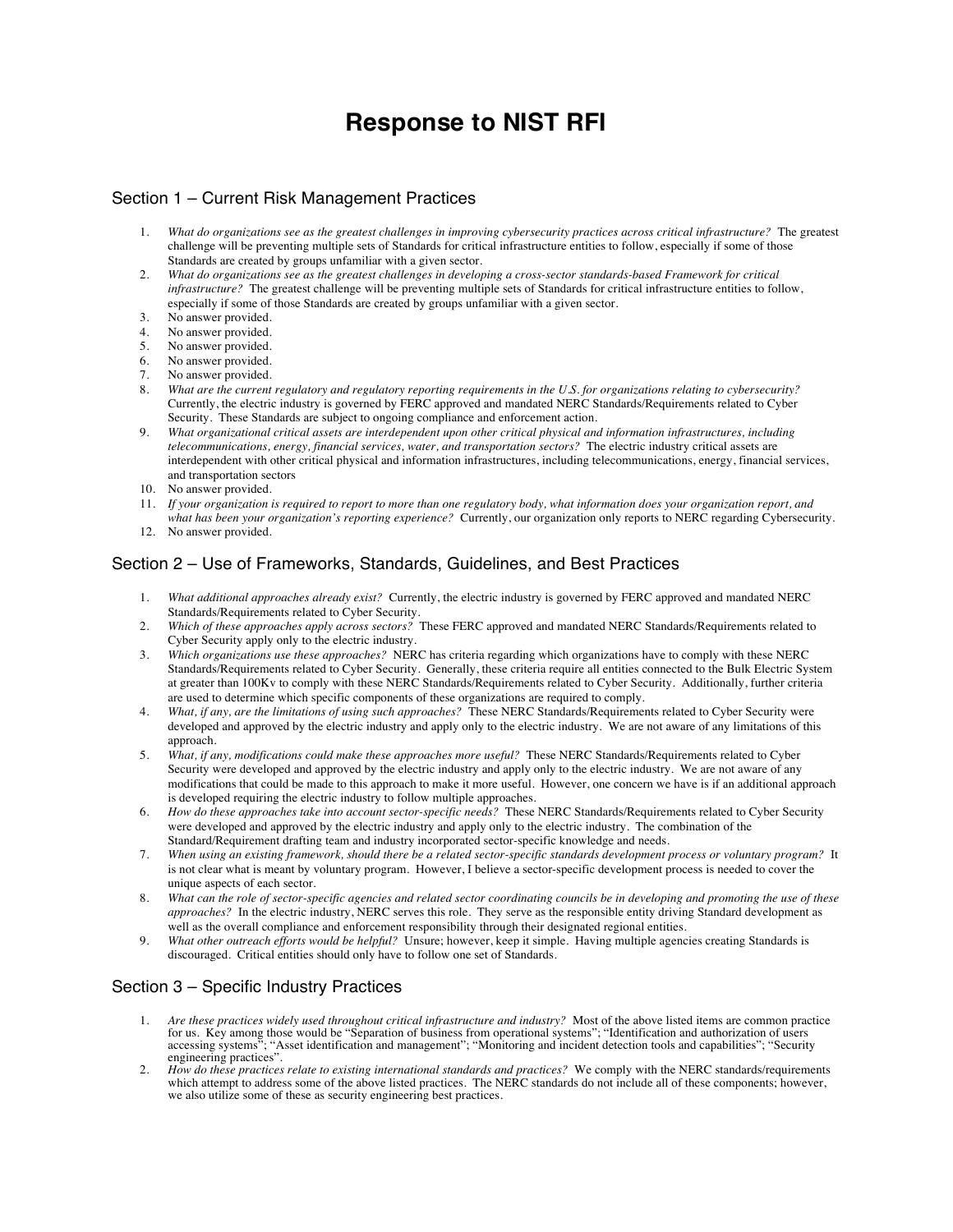# Response to NIST RFI

## Section 1 – Current Risk Management Practices

1. *What do organizations see as the greatest challenges in improving cybersecurity practices across critical infrastructure?* The greatest challenge will be preventing multiple sets of Standards for critical infrastructure entities to follow, especially if some of those Standards are created by groups unfamiliar with a given sector.
2. *What do organizations see as the greatest challenges in developing a cross-sector standards-based Framework for critical infrastructure?* The greatest challenge will be preventing multiple sets of Standards for critical infrastructure entities to follow, especially if some of those Standards are created by groups unfamiliar with a given sector.
3. No answer provided.
4. No answer provided.
5. No answer provided.
6. No answer provided.
7. No answer provided.
8. *What are the current regulatory and regulatory reporting requirements in the U.S. for organizations relating to cybersecurity?* Currently, the electric industry is governed by FERC approved and mandated NERC Standards/Requirements related to Cyber Security. These Standards are subject to ongoing compliance and enforcement action.
9. *What organizational critical assets are interdependent upon other critical physical and information infrastructures, including telecommunications, energy, financial services, water, and transportation sectors?* The electric industry critical assets are interdependent with other critical physical and information infrastructures, including telecommunications, energy, financial services, and transportation sectors
10. No answer provided.
11. *If your organization is required to report to more than one regulatory body, what information does your organization report, and what has been your organization's reporting experience?* Currently, our organization only reports to NERC regarding Cybersecurity.
12. No answer provided.

## Section 2 – Use of Frameworks, Standards, Guidelines, and Best Practices

1. *What additional approaches already exist?* Currently, the electric industry is governed by FERC approved and mandated NERC Standards/Requirements related to Cyber Security.
2. *Which of these approaches apply across sectors?* These FERC approved and mandated NERC Standards/Requirements related to Cyber Security apply only to the electric industry.
3. *Which organizations use these approaches?* NERC has criteria regarding which organizations have to comply with these NERC Standards/Requirements related to Cyber Security. Generally, these criteria require all entities connected to the Bulk Electric System at greater than 100Kv to comply with these NERC Standards/Requirements related to Cyber Security. Additionally, further criteria are used to determine which specific components of these organizations are required to comply.
4. *What, if any, are the limitations of using such approaches?* These NERC Standards/Requirements related to Cyber Security were developed and approved by the electric industry and apply only to the electric industry. We are not aware of any limitations of this approach.
5. *What, if any, modifications could make these approaches more useful?* These NERC Standards/Requirements related to Cyber Security were developed and approved by the electric industry and apply only to the electric industry. We are not aware of any modifications that could be made to this approach to make it more useful. However, one concern we have is if an additional approach is developed requiring the electric industry to follow multiple approaches.
6. *How do these approaches take into account sector-specific needs?* These NERC Standards/Requirements related to Cyber Security were developed and approved by the electric industry and apply only to the electric industry. The combination of the Standard/Requirement drafting team and industry incorporated sector-specific knowledge and needs.
7. *When using an existing framework, should there be a related sector-specific standards development process or voluntary program?* It is not clear what is meant by voluntary program. However, I believe a sector-specific development process is needed to cover the unique aspects of each sector.
8. *What can the role of sector-specific agencies and related sector coordinating councils be in developing and promoting the use of these approaches?* In the electric industry, NERC serves this role. They serve as the responsible entity driving Standard development as well as the overall compliance and enforcement responsibility through their designated regional entities.
9. *What other outreach efforts would be helpful?* Unsure; however, keep it simple. Having multiple agencies creating Standards is discouraged. Critical entities should only have to follow one set of Standards.

## Section 3 – Specific Industry Practices

1. *Are these practices widely used throughout critical infrastructure and industry?* Most of the above listed items are common practice for us. Key among those would be "Separation of business from operational systems"; "Identification and authorization of users accessing systems"; "Asset identification and management"; "Monitoring and incident detection tools and capabilities"; "Security engineering practices".
2. *How do these practices relate to existing international standards and practices?* We comply with the NERC standards/requirements which attempt to address some of the above listed practices. The NERC standards do not include all of these components; however, we also utilize some of these as security engineering best practices.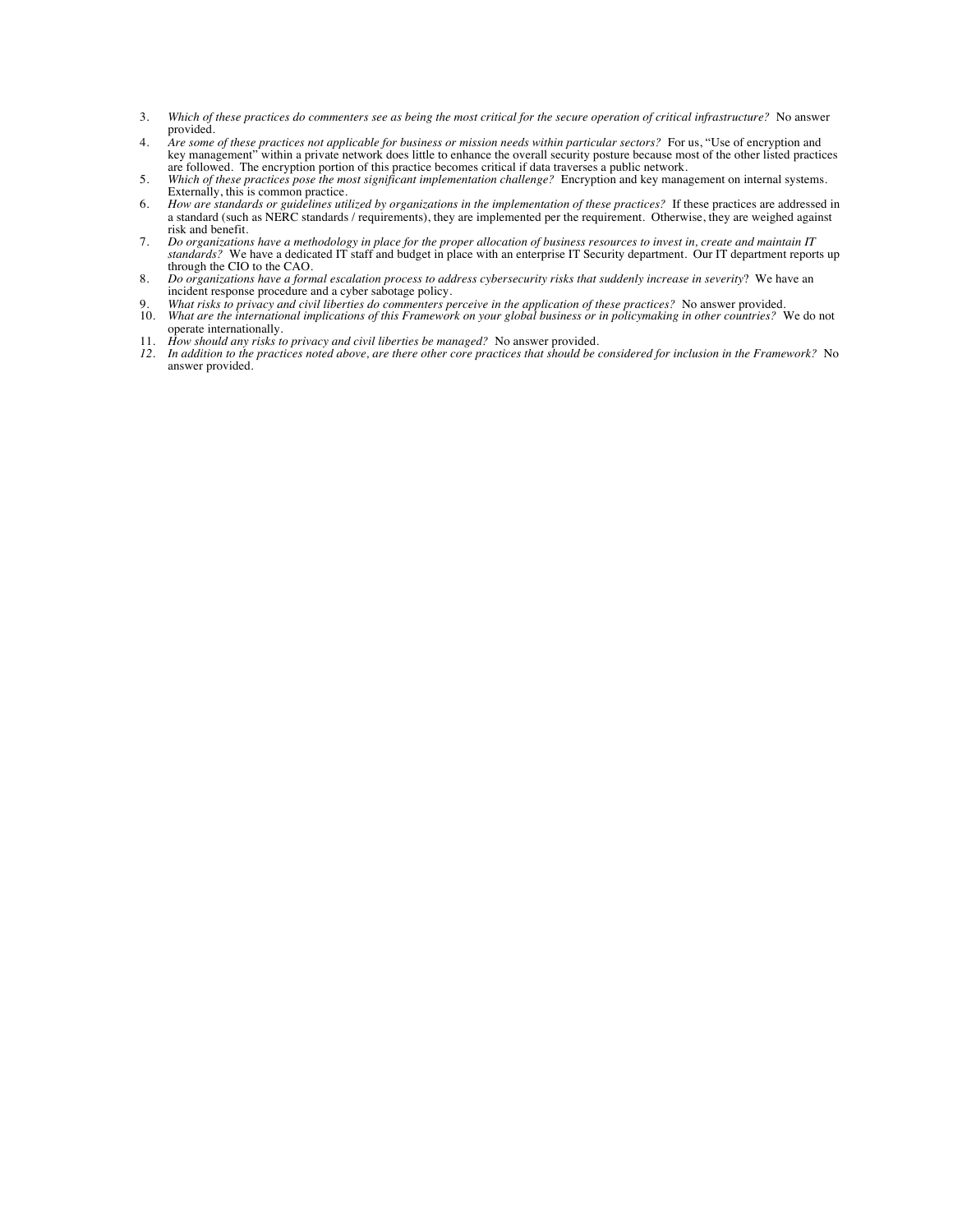3. *Which of these practices do commenters see as being the most critical for the secure operation of critical infrastructure?* No answer provided.
4. *Are some of these practices not applicable for business or mission needs within particular sectors?* For us, "Use of encryption and key management" within a private network does little to enhance the overall security posture because most of the other listed practices are followed. The encryption portion of this practice becomes critical if data traverses a public network.
5. *Which of these practices pose the most significant implementation challenge?* Encryption and key management on internal systems. Externally, this is common practice.
6. *How are standards or guidelines utilized by organizations in the implementation of these practices?* If these practices are addressed in a standard (such as NERC standards / requirements), they are implemented per the requirement. Otherwise, they are weighed against risk and benefit.
7. *Do organizations have a methodology in place for the proper allocation of business resources to invest in, create and maintain IT standards?* We have a dedicated IT staff and budget in place with an enterprise IT Security department. Our IT department reports up through the CIO to the CAO.
8. *Do organizations have a formal escalation process to address cybersecurity risks that suddenly increase in severity*? We have an incident response procedure and a cyber sabotage policy.
9. *What risks to privacy and civil liberties do commenters perceive in the application of these practices?* No answer provided.
10. *What are the international implications of this Framework on your global business or in policymaking in other countries?* We do not operate internationally.
11. *How should any risks to privacy and civil liberties be managed?* No answer provided.
12. *In addition to the practices noted above, are there other core practices that should be considered for inclusion in the Framework?* No answer provided.